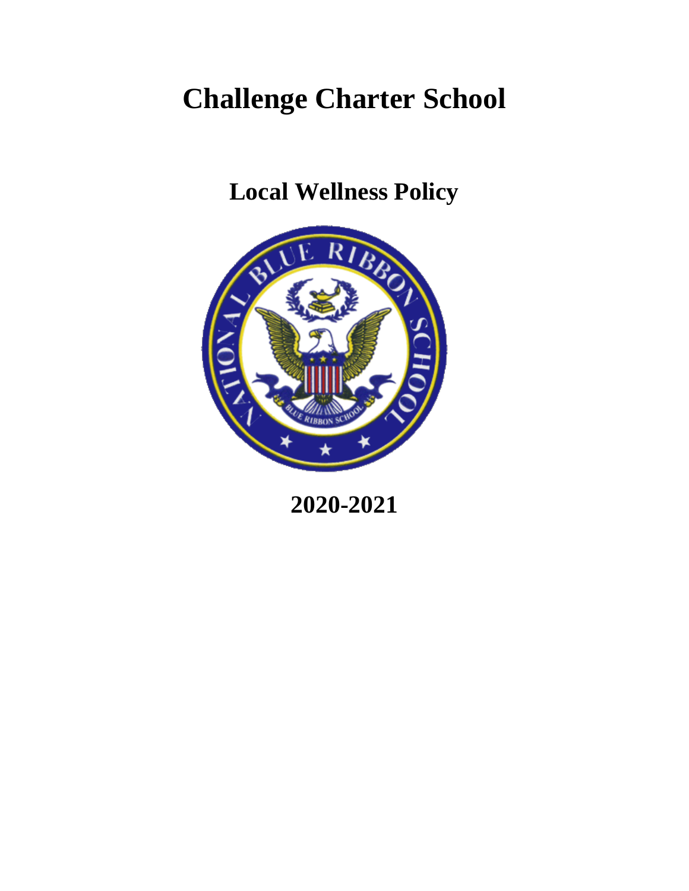# Challenge Charter School

## Local Wellness Policy

## 2020-2021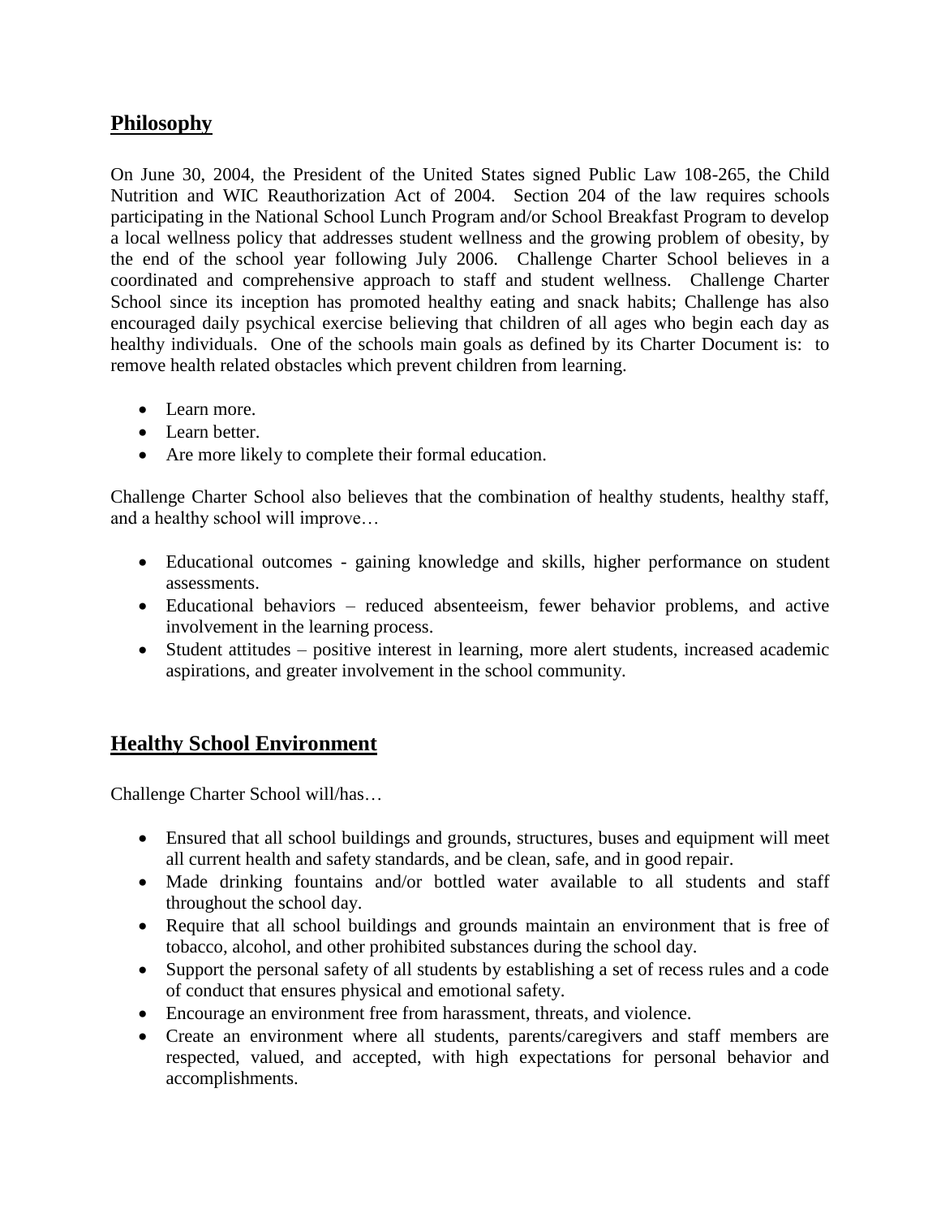## Philosophy

On June 30, 2004, the President of the United States signed Public Law 108-265, the Child Nutrition and WIC Reauthorization Act of 2004. Section 204 of the law requires schools participating in the National School Lunch Program and/or School Breakfast Program to develop a local wellness policy that addresses student wellness and the growing problem of obesity, by the end of the school year following July 2006. Challenge Charter School believes in a coordinated and comprehensive approach to staff and student wellness. Challenge Charter School since its inception has promoted healthy eating and snack habits; Challenge has also encouraged daily psychical exercise believing that children of all ages who begin each day as healthy individuals. One of the schools main goals as defined by its Charter Document is: to remove health related obstacles which prevent children from learning.

- Learn more.
- Learn better.
- Are more likely to complete their formal education.

Challenge Charter School also believes that the combination of healthy students, healthy staff, and a healthy school will improve…

- Educational outcomes - gaining knowledge and skills, higher performance on student assessments.
- Educational behaviors – reduced absenteeism, fewer behavior problems, and active involvement in the learning process.
- Student attitudes – positive interest in learning, more alert students, increased academic aspirations, and greater involvement in the school community.

## Healthy School Environment

Challenge Charter School will/has…

- Ensured that all school buildings and grounds, structures, buses and equipment will meet all current health and safety standards, and be clean, safe, and in good repair.
- Made drinking fountains and/or bottled water available to all students and staff throughout the school day.
- Require that all school buildings and grounds maintain an environment that is free of tobacco, alcohol, and other prohibited substances during the school day.
- Support the personal safety of all students by establishing a set of recess rules and a code of conduct that ensures physical and emotional safety.
- Encourage an environment free from harassment, threats, and violence.
- Create an environment where all students, parents/caregivers and staff members are respected, valued, and accepted, with high expectations for personal behavior and accomplishments.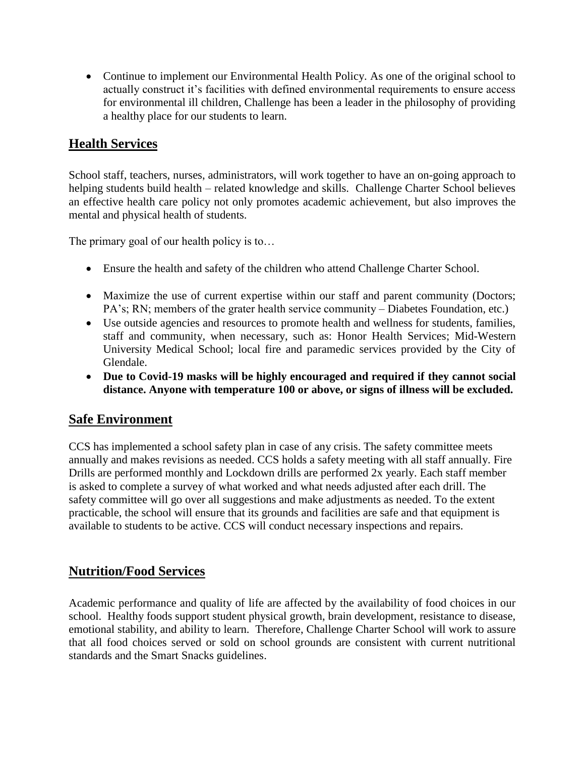- Continue to implement our Environmental Health Policy. As one of the original school to actually construct it's facilities with defined environmental requirements to ensure access for environmental ill children, Challenge has been a leader in the philosophy of providing a healthy place for our students to learn.

## Health Services

School staff, teachers, nurses, administrators, will work together to have an on-going approach to helping students build health – related knowledge and skills. Challenge Charter School believes an effective health care policy not only promotes academic achievement, but also improves the mental and physical health of students.

The primary goal of our health policy is to…

- Ensure the health and safety of the children who attend Challenge Charter School.
- Maximize the use of current expertise within our staff and parent community (Doctors; PA's; RN; members of the grater health service community – Diabetes Foundation, etc.)
- Use outside agencies and resources to promote health and wellness for students, families, staff and community, when necessary, such as: Honor Health Services; Mid-Western University Medical School; local fire and paramedic services provided by the City of Glendale.
- **Due to Covid-19 masks will be highly encouraged and required if they cannot social distance. Anyone with temperature 100 or above, or signs of illness will be excluded.**

## Safe Environment

CCS has implemented a school safety plan in case of any crisis. The safety committee meets annually and makes revisions as needed. CCS holds a safety meeting with all staff annually. Fire Drills are performed monthly and Lockdown drills are performed 2x yearly. Each staff member is asked to complete a survey of what worked and what needs adjusted after each drill. The safety committee will go over all suggestions and make adjustments as needed. To the extent practicable, the school will ensure that its grounds and facilities are safe and that equipment is available to students to be active. CCS will conduct necessary inspections and repairs.

## Nutrition/Food Services

Academic performance and quality of life are affected by the availability of food choices in our school. Healthy foods support student physical growth, brain development, resistance to disease, emotional stability, and ability to learn. Therefore, Challenge Charter School will work to assure that all food choices served or sold on school grounds are consistent with current nutritional standards and the Smart Snacks guidelines.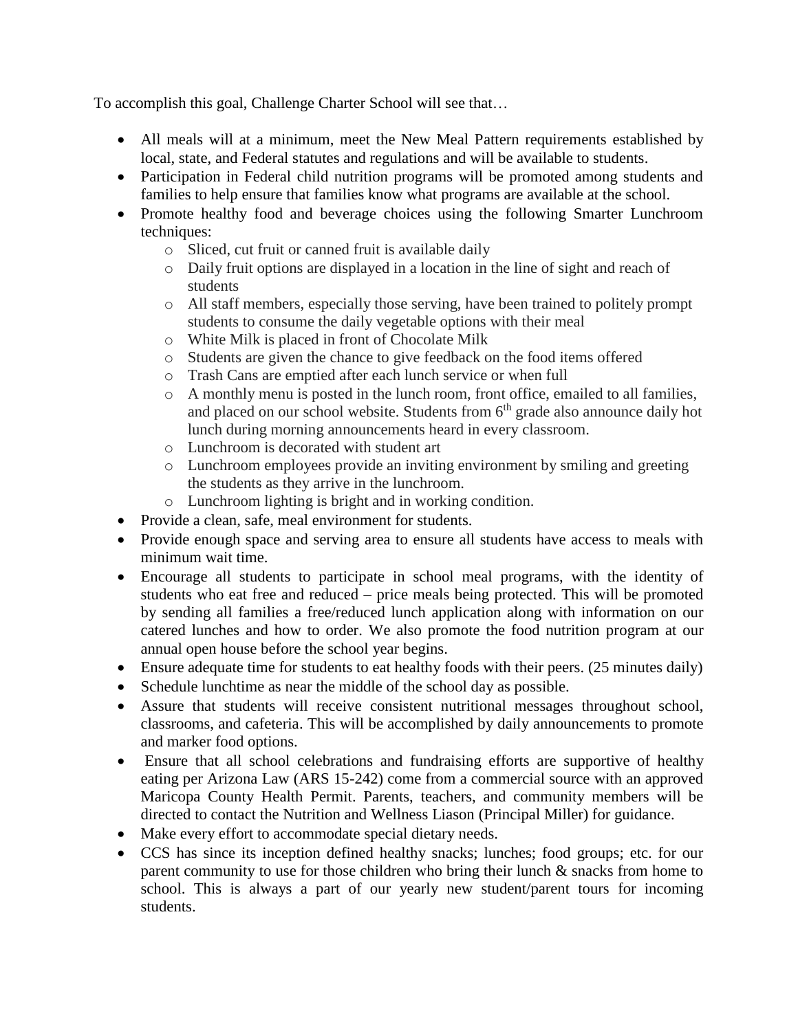To accomplish this goal, Challenge Charter School will see that…

- All meals will at a minimum, meet the New Meal Pattern requirements established by local, state, and Federal statutes and regulations and will be available to students.
- Participation in Federal child nutrition programs will be promoted among students and families to help ensure that families know what programs are available at the school.
- Promote healthy food and beverage choices using the following Smarter Lunchroom techniques:
    - Sliced, cut fruit or canned fruit is available daily
    - Daily fruit options are displayed in a location in the line of sight and reach of students
    - All staff members, especially those serving, have been trained to politely prompt students to consume the daily vegetable options with their meal
    - White Milk is placed in front of Chocolate Milk
    - Students are given the chance to give feedback on the food items offered
    - Trash Cans are emptied after each lunch service or when full
    - A monthly menu is posted in the lunch room, front office, emailed to all families, and placed on our school website. Students from 6th grade also announce daily hot lunch during morning announcements heard in every classroom.
    - Lunchroom is decorated with student art
    - Lunchroom employees provide an inviting environment by smiling and greeting the students as they arrive in the lunchroom.
    - Lunchroom lighting is bright and in working condition.
- Provide a clean, safe, meal environment for students.
- Provide enough space and serving area to ensure all students have access to meals with minimum wait time.
- Encourage all students to participate in school meal programs, with the identity of students who eat free and reduced – price meals being protected. This will be promoted by sending all families a free/reduced lunch application along with information on our catered lunches and how to order. We also promote the food nutrition program at our annual open house before the school year begins.
- Ensure adequate time for students to eat healthy foods with their peers. (25 minutes daily)
- Schedule lunchtime as near the middle of the school day as possible.
- Assure that students will receive consistent nutritional messages throughout school, classrooms, and cafeteria. This will be accomplished by daily announcements to promote and marker food options.
- Ensure that all school celebrations and fundraising efforts are supportive of healthy eating per Arizona Law (ARS 15-242) come from a commercial source with an approved Maricopa County Health Permit. Parents, teachers, and community members will be directed to contact the Nutrition and Wellness Liason (Principal Miller) for guidance.
- Make every effort to accommodate special dietary needs.
- CCS has since its inception defined healthy snacks; lunches; food groups; etc. for our parent community to use for those children who bring their lunch & snacks from home to school. This is always a part of our yearly new student/parent tours for incoming students.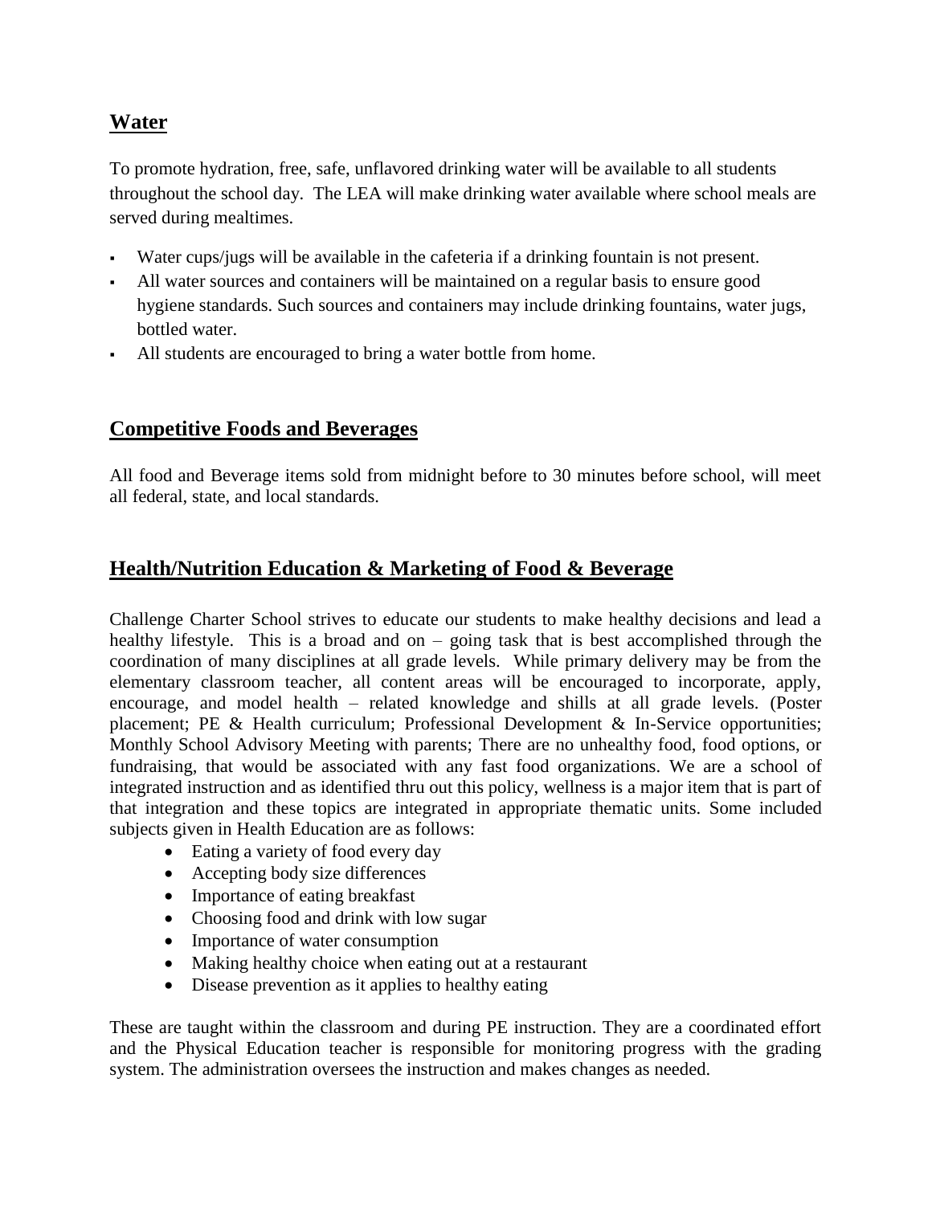## Water

To promote hydration, free, safe, unflavored drinking water will be available to all students throughout the school day. The LEA will make drinking water available where school meals are served during mealtimes.

- Water cups/jugs will be available in the cafeteria if a drinking fountain is not present.
- All water sources and containers will be maintained on a regular basis to ensure good hygiene standards. Such sources and containers may include drinking fountains, water jugs, bottled water.
- All students are encouraged to bring a water bottle from home.

## Competitive Foods and Beverages

All food and Beverage items sold from midnight before to 30 minutes before school, will meet all federal, state, and local standards.

## Health/Nutrition Education & Marketing of Food & Beverage

Challenge Charter School strives to educate our students to make healthy decisions and lead a healthy lifestyle. This is a broad and on – going task that is best accomplished through the coordination of many disciplines at all grade levels. While primary delivery may be from the elementary classroom teacher, all content areas will be encouraged to incorporate, apply, encourage, and model health – related knowledge and shills at all grade levels. (Poster placement; PE & Health curriculum; Professional Development & In-Service opportunities; Monthly School Advisory Meeting with parents; There are no unhealthy food, food options, or fundraising, that would be associated with any fast food organizations. We are a school of integrated instruction and as identified thru out this policy, wellness is a major item that is part of that integration and these topics are integrated in appropriate thematic units. Some included subjects given in Health Education are as follows:

- Eating a variety of food every day
- Accepting body size differences
- Importance of eating breakfast
- Choosing food and drink with low sugar
- Importance of water consumption
- Making healthy choice when eating out at a restaurant
- Disease prevention as it applies to healthy eating

These are taught within the classroom and during PE instruction. They are a coordinated effort and the Physical Education teacher is responsible for monitoring progress with the grading system. The administration oversees the instruction and makes changes as needed.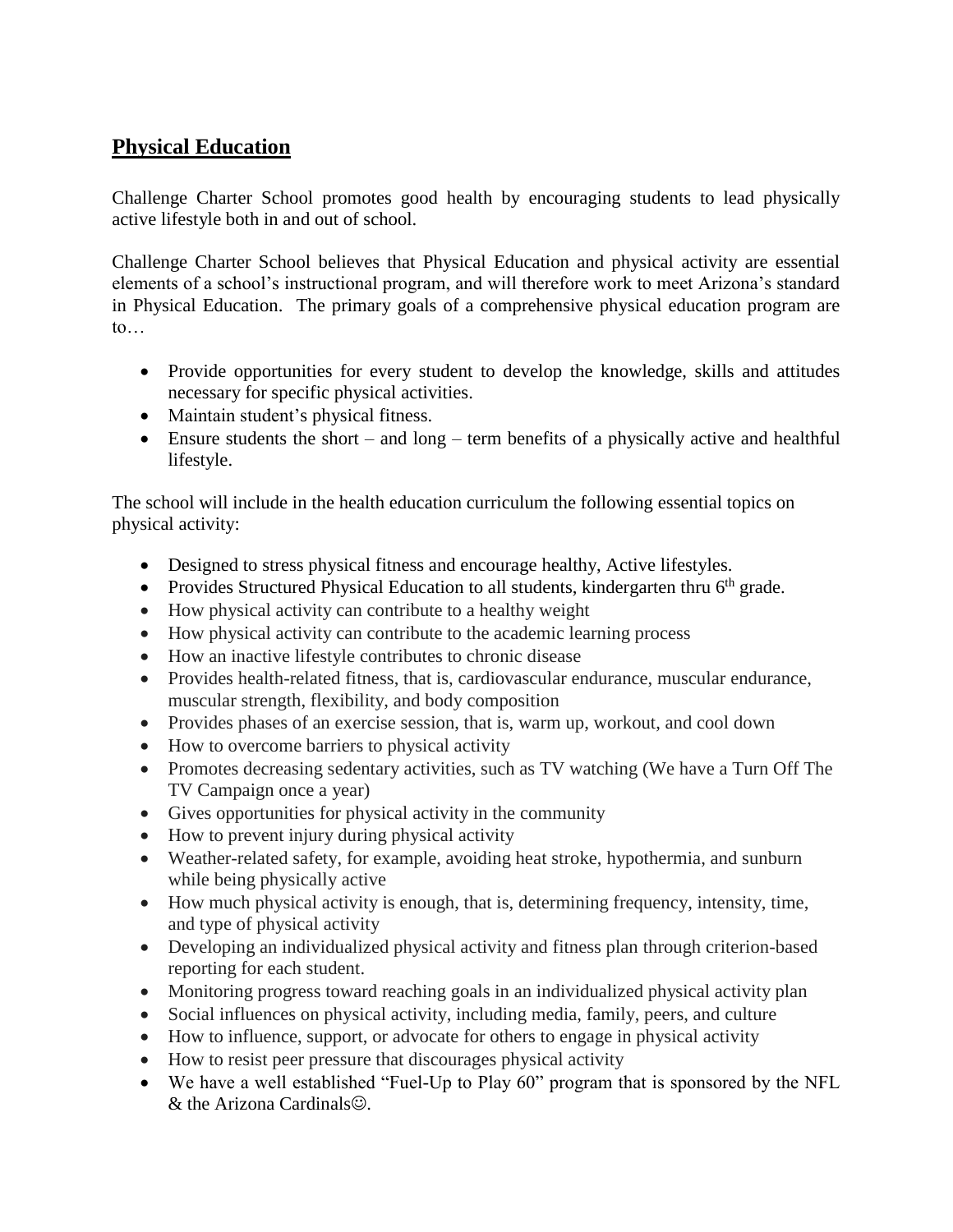## Physical Education

Challenge Charter School promotes good health by encouraging students to lead physically active lifestyle both in and out of school.

Challenge Charter School believes that Physical Education and physical activity are essential elements of a school's instructional program, and will therefore work to meet Arizona's standard in Physical Education. The primary goals of a comprehensive physical education program are to…

- Provide opportunities for every student to develop the knowledge, skills and attitudes necessary for specific physical activities.
- Maintain student's physical fitness.
- Ensure students the short – and long – term benefits of a physically active and healthful lifestyle.

The school will include in the health education curriculum the following essential topics on physical activity:

- Designed to stress physical fitness and encourage healthy, Active lifestyles.
- Provides Structured Physical Education to all students, kindergarten thru 6th grade.
- How physical activity can contribute to a healthy weight
- How physical activity can contribute to the academic learning process
- How an inactive lifestyle contributes to chronic disease
- Provides health-related fitness, that is, cardiovascular endurance, muscular endurance, muscular strength, flexibility, and body composition
- Provides phases of an exercise session, that is, warm up, workout, and cool down
- How to overcome barriers to physical activity
- Promotes decreasing sedentary activities, such as TV watching (We have a Turn Off The TV Campaign once a year)
- Gives opportunities for physical activity in the community
- How to prevent injury during physical activity
- Weather-related safety, for example, avoiding heat stroke, hypothermia, and sunburn while being physically active
- How much physical activity is enough, that is, determining frequency, intensity, time, and type of physical activity
- Developing an individualized physical activity and fitness plan through criterion-based reporting for each student.
- Monitoring progress toward reaching goals in an individualized physical activity plan
- Social influences on physical activity, including media, family, peers, and culture
- How to influence, support, or advocate for others to engage in physical activity
- How to resist peer pressure that discourages physical activity
- We have a well established "Fuel-Up to Play 60" program that is sponsored by the NFL & the Arizona Cardinals☺.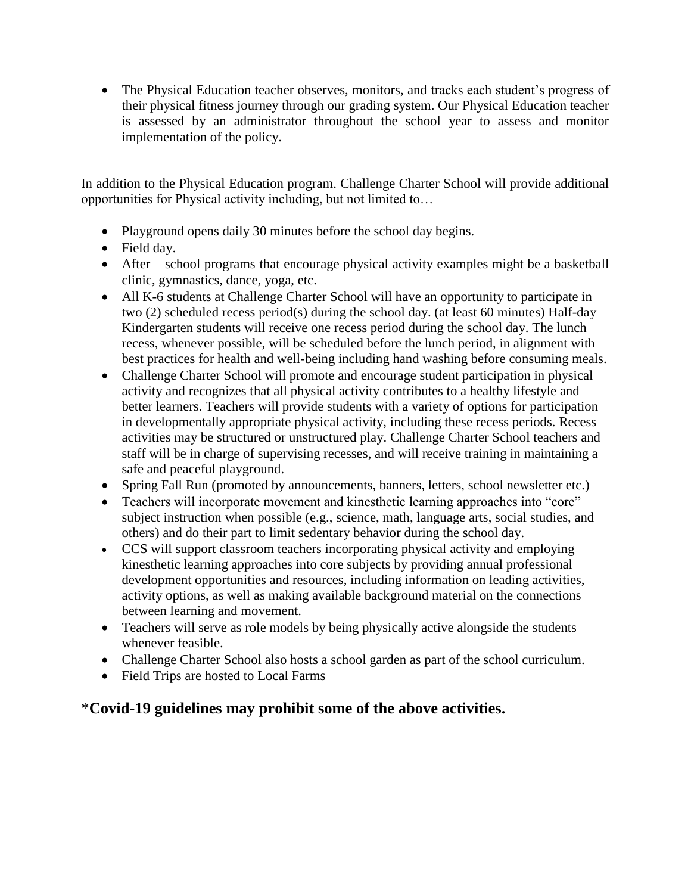- The Physical Education teacher observes, monitors, and tracks each student's progress of their physical fitness journey through our grading system. Our Physical Education teacher is assessed by an administrator throughout the school year to assess and monitor implementation of the policy.

In addition to the Physical Education program. Challenge Charter School will provide additional opportunities for Physical activity including, but not limited to…

- Playground opens daily 30 minutes before the school day begins.
- Field day.
- After – school programs that encourage physical activity examples might be a basketball clinic, gymnastics, dance, yoga, etc.
- All K-6 students at Challenge Charter School will have an opportunity to participate in two (2) scheduled recess period(s) during the school day. (at least 60 minutes) Half-day Kindergarten students will receive one recess period during the school day. The lunch recess, whenever possible, will be scheduled before the lunch period, in alignment with best practices for health and well-being including hand washing before consuming meals.
- Challenge Charter School will promote and encourage student participation in physical activity and recognizes that all physical activity contributes to a healthy lifestyle and better learners. Teachers will provide students with a variety of options for participation in developmentally appropriate physical activity, including these recess periods. Recess activities may be structured or unstructured play. Challenge Charter School teachers and staff will be in charge of supervising recesses, and will receive training in maintaining a safe and peaceful playground.
- Spring Fall Run (promoted by announcements, banners, letters, school newsletter etc.)
- Teachers will incorporate movement and kinesthetic learning approaches into "core" subject instruction when possible (e.g., science, math, language arts, social studies, and others) and do their part to limit sedentary behavior during the school day.
- CCS will support classroom teachers incorporating physical activity and employing kinesthetic learning approaches into core subjects by providing annual professional development opportunities and resources, including information on leading activities, activity options, as well as making available background material on the connections between learning and movement.
- Teachers will serve as role models by being physically active alongside the students whenever feasible.
- Challenge Charter School also hosts a school garden as part of the school curriculum.
- Field Trips are hosted to Local Farms

### *Covid-19 guidelines may prohibit some of the above activities.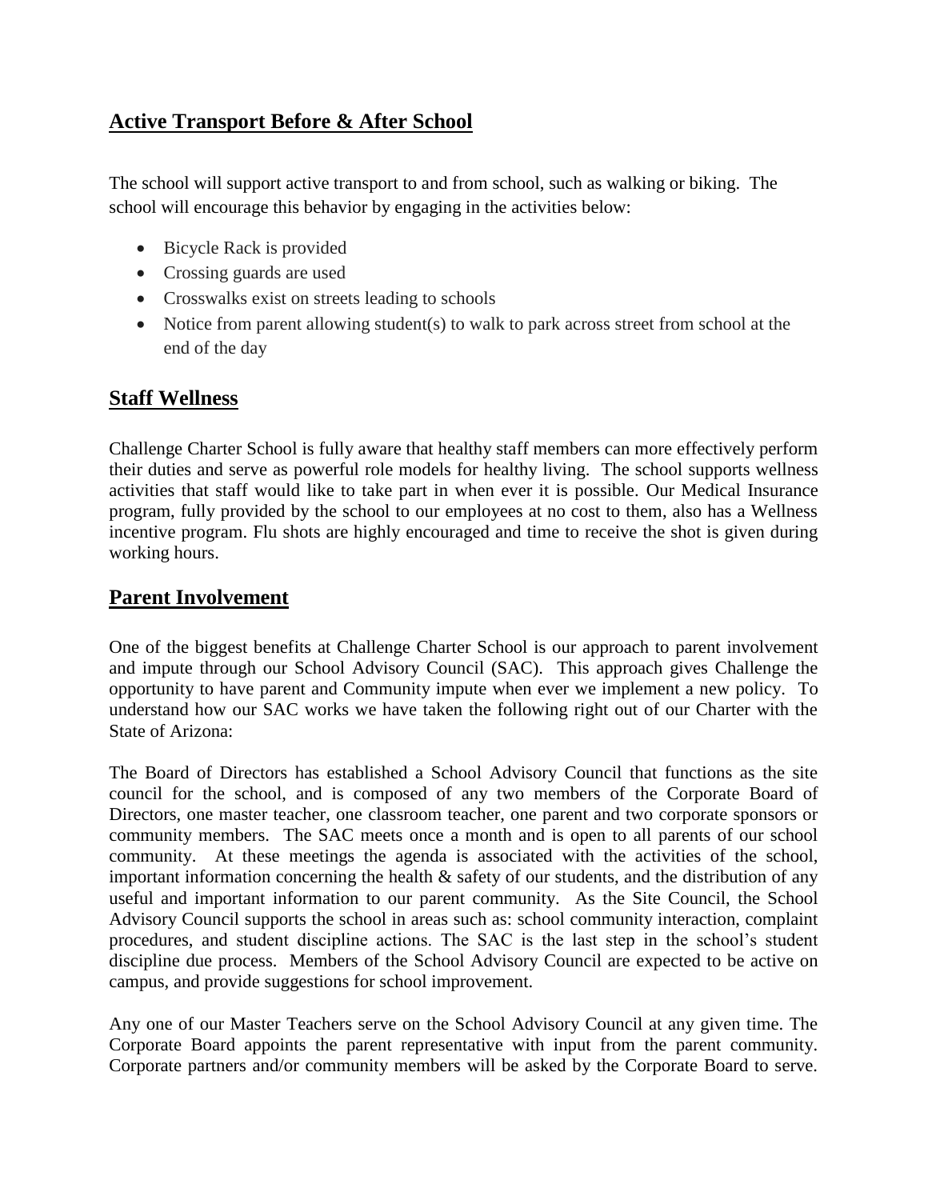## Active Transport Before & After School

The school will support active transport to and from school, such as walking or biking. The school will encourage this behavior by engaging in the activities below:

- Bicycle Rack is provided
- Crossing guards are used
- Crosswalks exist on streets leading to schools
- Notice from parent allowing student(s) to walk to park across street from school at the end of the day

## Staff Wellness

Challenge Charter School is fully aware that healthy staff members can more effectively perform their duties and serve as powerful role models for healthy living. The school supports wellness activities that staff would like to take part in when ever it is possible. Our Medical Insurance program, fully provided by the school to our employees at no cost to them, also has a Wellness incentive program. Flu shots are highly encouraged and time to receive the shot is given during working hours.

## Parent Involvement

One of the biggest benefits at Challenge Charter School is our approach to parent involvement and impute through our School Advisory Council (SAC). This approach gives Challenge the opportunity to have parent and Community impute when ever we implement a new policy. To understand how our SAC works we have taken the following right out of our Charter with the State of Arizona:

The Board of Directors has established a School Advisory Council that functions as the site council for the school, and is composed of any two members of the Corporate Board of Directors, one master teacher, one classroom teacher, one parent and two corporate sponsors or community members. The SAC meets once a month and is open to all parents of our school community. At these meetings the agenda is associated with the activities of the school, important information concerning the health & safety of our students, and the distribution of any useful and important information to our parent community. As the Site Council, the School Advisory Council supports the school in areas such as: school community interaction, complaint procedures, and student discipline actions. The SAC is the last step in the school's student discipline due process. Members of the School Advisory Council are expected to be active on campus, and provide suggestions for school improvement.

Any one of our Master Teachers serve on the School Advisory Council at any given time. The Corporate Board appoints the parent representative with input from the parent community. Corporate partners and/or community members will be asked by the Corporate Board to serve.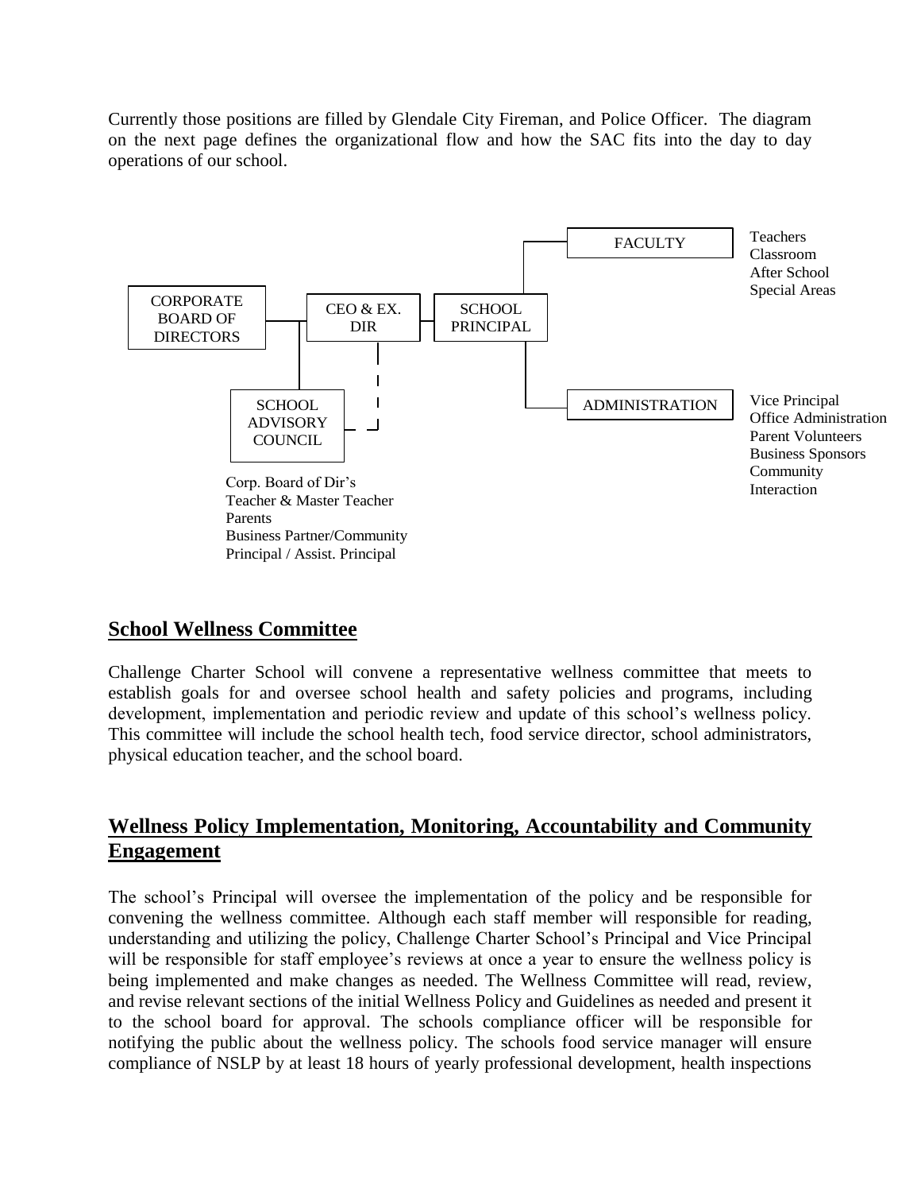Currently those positions are filled by Glendale City Fireman, and Police Officer. The diagram on the next page defines the organizational flow and how the SAC fits into the day to day operations of our school.

CORPORATE BOARD OF DIRECTORS

CEO & EX. DIR

SCHOOL PRINCIPAL

FACULTY

Teachers
Classroom
After School
Special Areas

ADMINISTRATION

Vice Principal
Office Administration
Parent Volunteers
Business Sponsors
Community Interaction

SCHOOL ADVISORY COUNCIL

Corp. Board of Dir's
Teacher & Master Teacher
Parents
Business Partner/Community
Principal / Assist. Principal

## School Wellness Committee

Challenge Charter School will convene a representative wellness committee that meets to establish goals for and oversee school health and safety policies and programs, including development, implementation and periodic review and update of this school's wellness policy. This committee will include the school health tech, food service director, school administrators, physical education teacher, and the school board.

## Wellness Policy Implementation, Monitoring, Accountability and Community Engagement

The school's Principal will oversee the implementation of the policy and be responsible for convening the wellness committee. Although each staff member will responsible for reading, understanding and utilizing the policy, Challenge Charter School's Principal and Vice Principal will be responsible for staff employee's reviews at once a year to ensure the wellness policy is being implemented and make changes as needed. The Wellness Committee will read, review, and revise relevant sections of the initial Wellness Policy and Guidelines as needed and present it to the school board for approval. The schools compliance officer will be responsible for notifying the public about the wellness policy. The schools food service manager will ensure compliance of NSLP by at least 18 hours of yearly professional development, health inspections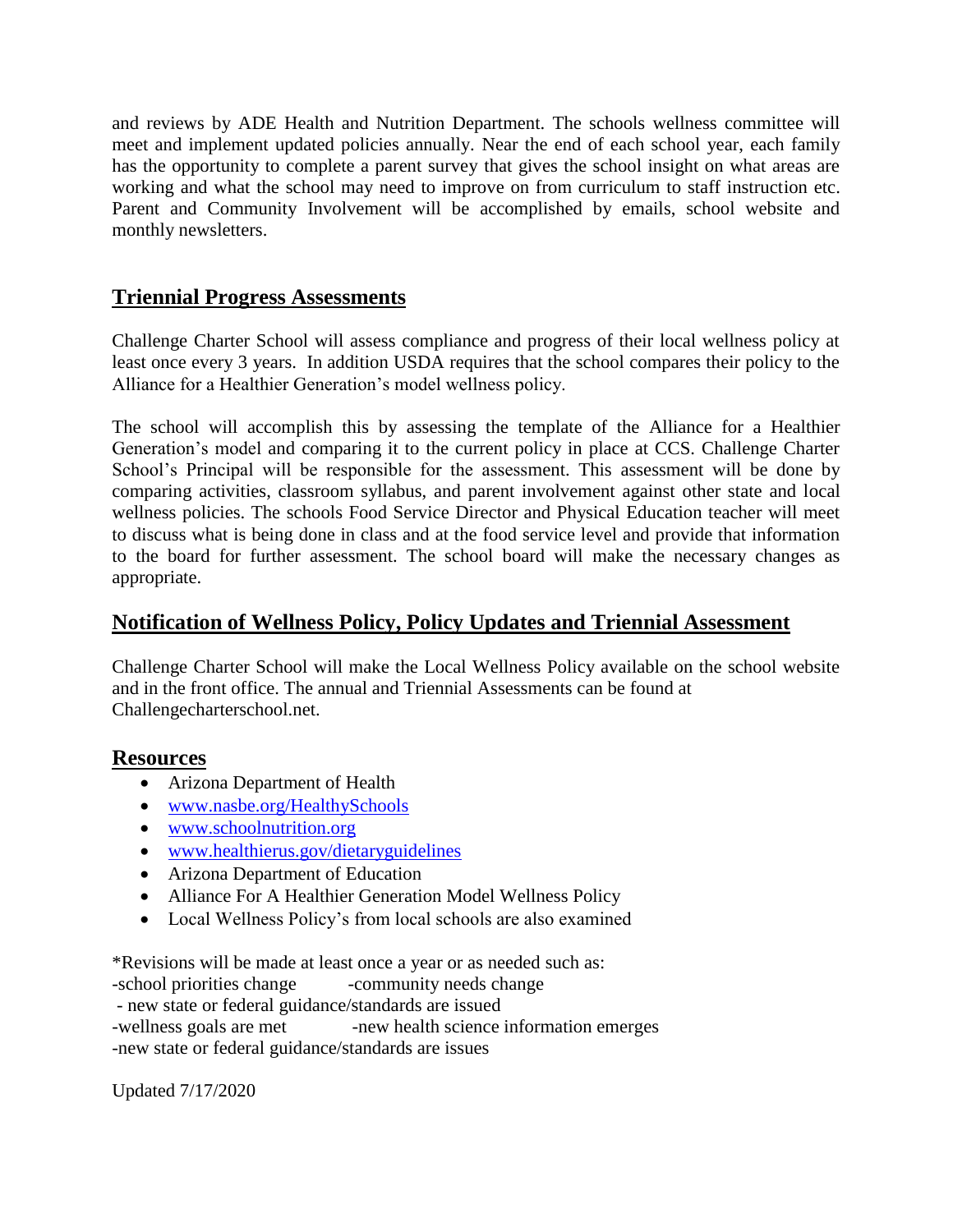and reviews by ADE Health and Nutrition Department. The schools wellness committee will meet and implement updated policies annually. Near the end of each school year, each family has the opportunity to complete a parent survey that gives the school insight on what areas are working and what the school may need to improve on from curriculum to staff instruction etc. Parent and Community Involvement will be accomplished by emails, school website and monthly newsletters.

## Triennial Progress Assessments

Challenge Charter School will assess compliance and progress of their local wellness policy at least once every 3 years. In addition USDA requires that the school compares their policy to the Alliance for a Healthier Generation's model wellness policy.

The school will accomplish this by assessing the template of the Alliance for a Healthier Generation's model and comparing it to the current policy in place at CCS. Challenge Charter School's Principal will be responsible for the assessment. This assessment will be done by comparing activities, classroom syllabus, and parent involvement against other state and local wellness policies. The schools Food Service Director and Physical Education teacher will meet to discuss what is being done in class and at the food service level and provide that information to the board for further assessment. The school board will make the necessary changes as appropriate.

## Notification of Wellness Policy, Policy Updates and Triennial Assessment

Challenge Charter School will make the Local Wellness Policy available on the school website and in the front office. The annual and Triennial Assessments can be found at Challengecharterschool.net.

## Resources

- Arizona Department of Health
- www.nasbe.org/HealthySchools
- www.schoolnutrition.org
- www.healthierus.gov/dietaryguidelines
- Arizona Department of Education
- Alliance For A Healthier Generation Model Wellness Policy
- Local Wellness Policy's from local schools are also examined

*Revisions will be made at least once a year or as needed such as:
-school priorities change -community needs change
- new state or federal guidance/standards are issued
-wellness goals are met -new health science information emerges
-new state or federal guidance/standards are issues

Updated 7/17/2020